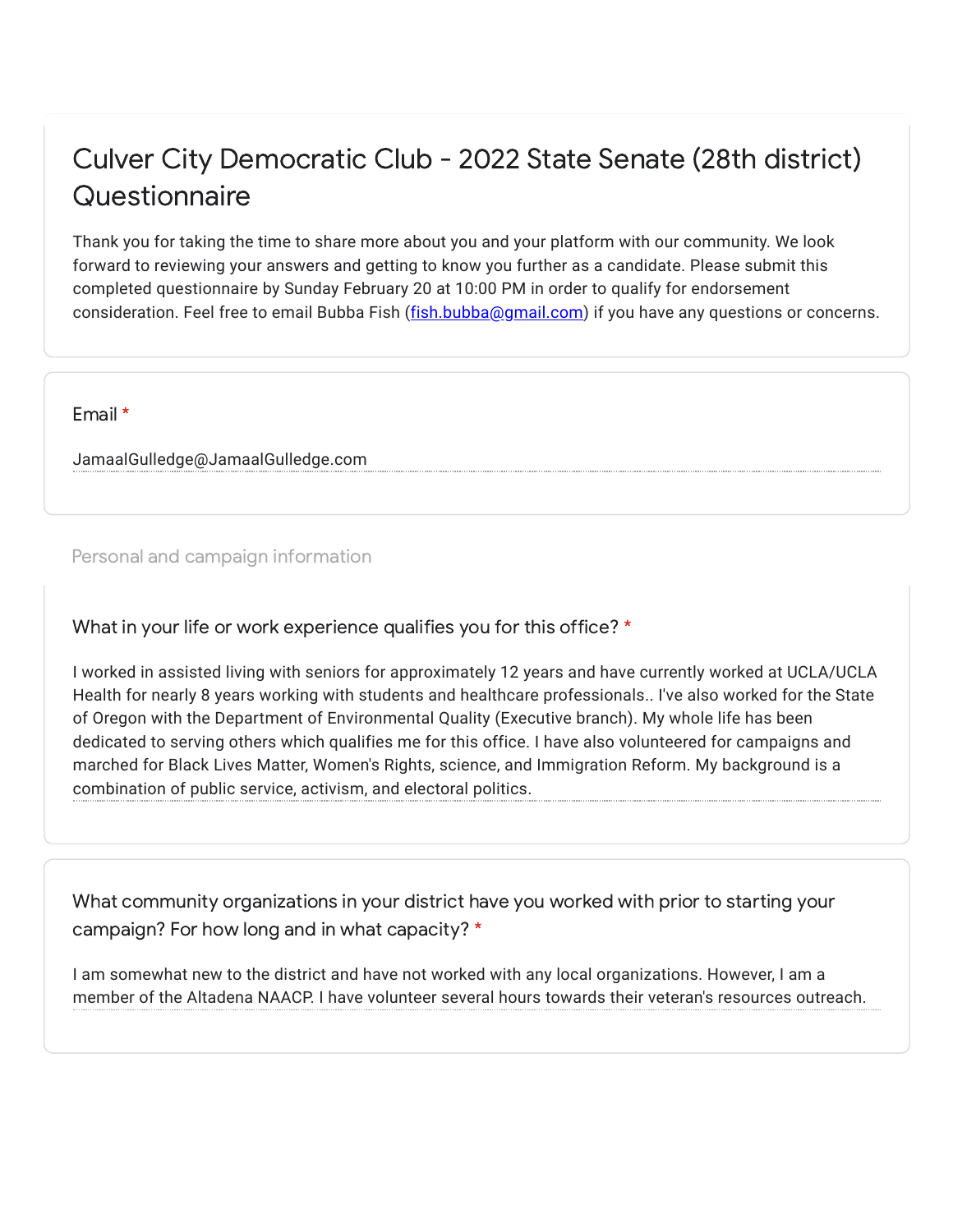# Culver City Democratic Club - 2022 State Senate (28th district) Questionnaire

Thank you for taking the time to share more about you and your platform with our community. We look forward to reviewing your answers and getting to know you further as a candidate. Please submit this completed questionnaire by Sunday February 20 at 10:00 PM in order to qualify for endorsement consideration. Feel free to email Bubba Fish (fish.bubba@gmail.com) if you have any questions or concerns.

**Email** *

JamaalGulledge@JamaalGulledge.com

## Personal and campaign information

**What in your life or work experience qualifies you for this office?** *

I worked in assisted living with seniors for approximately 12 years and have currently worked at UCLA/UCLA Health for nearly 8 years working with students and healthcare professionals.. I've also worked for the State of Oregon with the Department of Environmental Quality (Executive branch). My whole life has been dedicated to serving others which qualifies me for this office. I have also volunteered for campaigns and marched for Black Lives Matter, Women's Rights, science, and Immigration Reform. My background is a combination of public service, activism, and electoral politics.

**What community organizations in your district have you worked with prior to starting your campaign? For how long and in what capacity?** *

I am somewhat new to the district and have not worked with any local organizations. However, I am a member of the Altadena NAACP. I have volunteer several hours towards their veteran's resources outreach.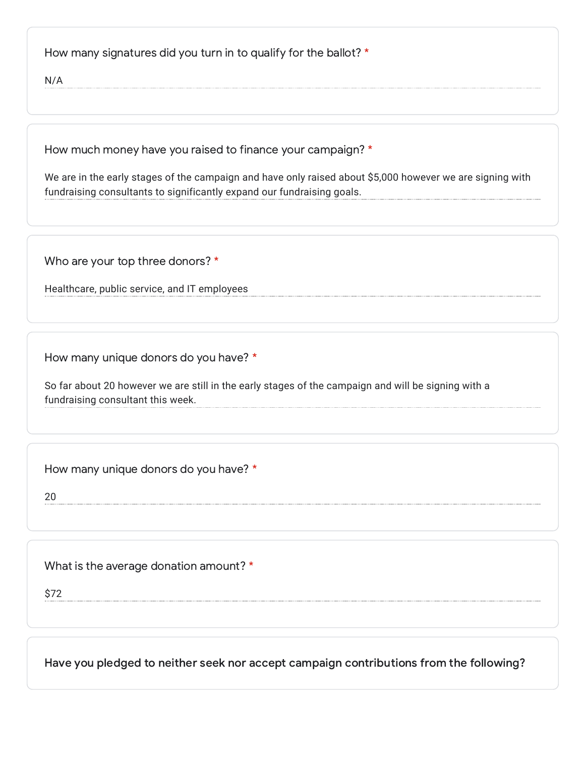How many signatures did you turn in to qualify for the ballot? *

N/A

How much money have you raised to finance your campaign? *

We are in the early stages of the campaign and have only raised about $5,000 however we are signing with fundraising consultants to significantly expand our fundraising goals.

Who are your top three donors? *

Healthcare, public service, and IT employees

How many unique donors do you have? *

So far about 20 however we are still in the early stages of the campaign and will be signing with a fundraising consultant this week.

How many unique donors do you have? *

20

What is the average donation amount? *

$72

**Have you pledged to neither seek nor accept campaign contributions from the following?**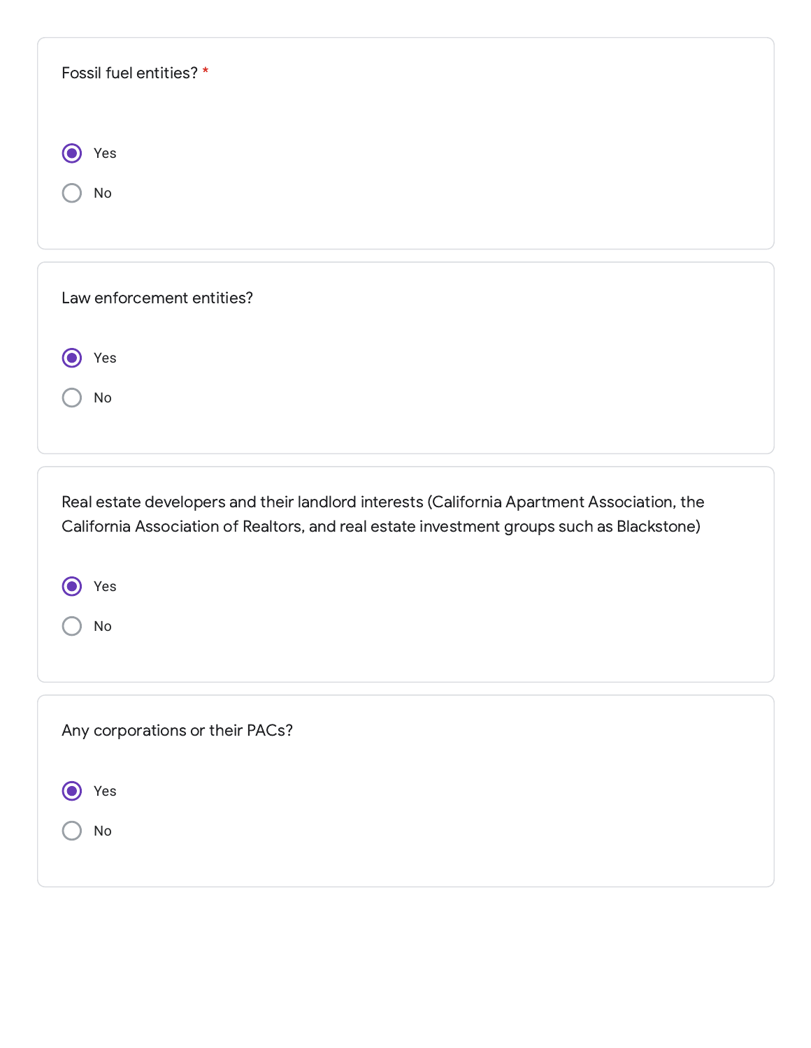Fossil fuel entities? *

- [x] Yes
- [ ] No

Law enforcement entities?

- [x] Yes
- [ ] No

Real estate developers and their landlord interests (California Apartment Association, the California Association of Realtors, and real estate investment groups such as Blackstone)

- [x] Yes
- [ ] No

Any corporations or their PACs?

- [x] Yes
- [ ] No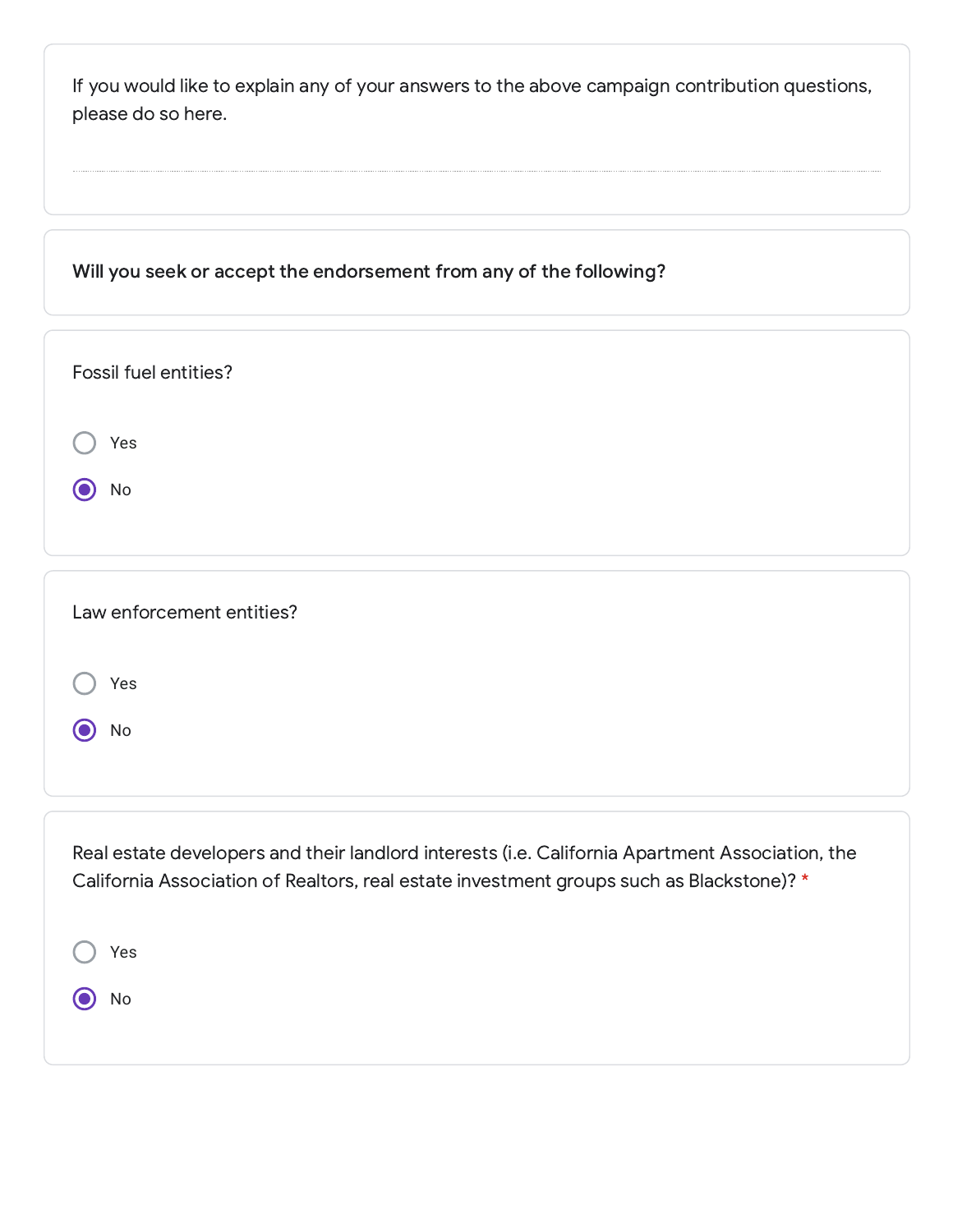If you would like to explain any of your answers to the above campaign contribution questions, please do so here.

**Will you seek or accept the endorsement from any of the following?**

Fossil fuel entities?

- ( ) Yes
- (x) No

Law enforcement entities?

- ( ) Yes
- (x) No

Real estate developers and their landlord interests (i.e. California Apartment Association, the California Association of Realtors, real estate investment groups such as Blackstone)? *

- ( ) Yes
- (x) No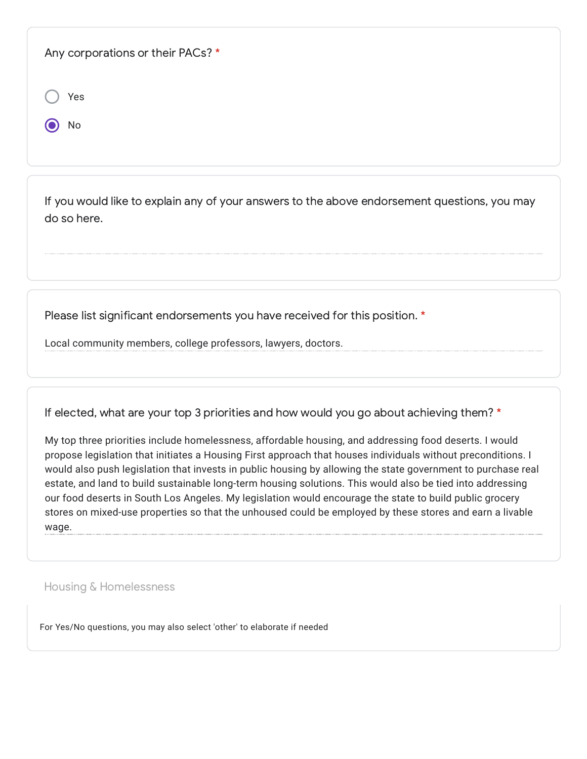Any corporations or their PACs? *

- ○ Yes
- ◉ No

If you would like to explain any of your answers to the above endorsement questions, you may do so here.

Please list significant endorsements you have received for this position. *

Local community members, college professors, lawyers, doctors.

If elected, what are your top 3 priorities and how would you go about achieving them? *

My top three priorities include homelessness, affordable housing, and addressing food deserts. I would propose legislation that initiates a Housing First approach that houses individuals without preconditions. I would also push legislation that invests in public housing by allowing the state government to purchase real estate, and land to build sustainable long-term housing solutions. This would also be tied into addressing our food deserts in South Los Angeles. My legislation would encourage the state to build public grocery stores on mixed-use properties so that the unhoused could be employed by these stores and earn a livable wage.

## Housing & Homelessness

For Yes/No questions, you may also select 'other' to elaborate if needed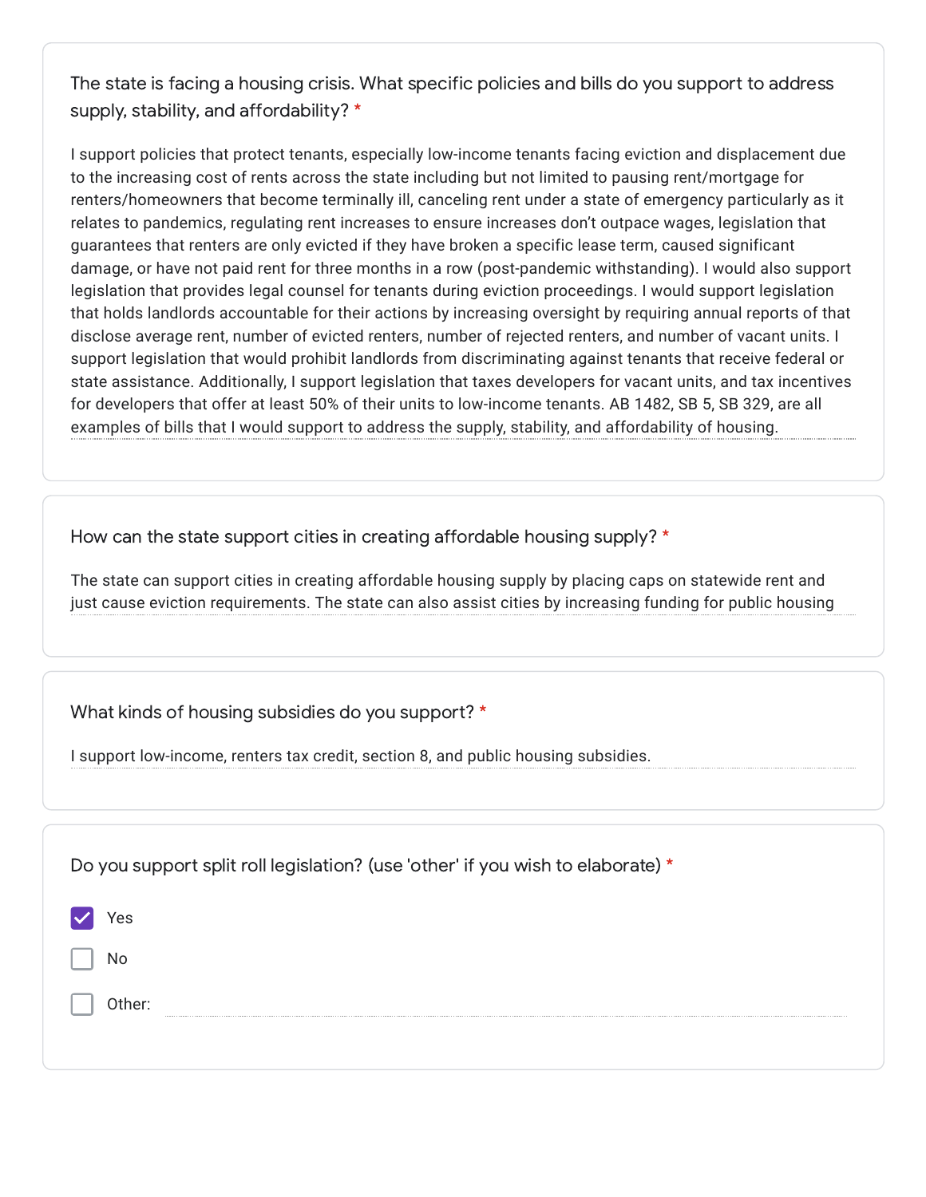The state is facing a housing crisis. What specific policies and bills do you support to address supply, stability, and affordability? *

I support policies that protect tenants, especially low-income tenants facing eviction and displacement due to the increasing cost of rents across the state including but not limited to pausing rent/mortgage for renters/homeowners that become terminally ill, canceling rent under a state of emergency particularly as it relates to pandemics, regulating rent increases to ensure increases don't outpace wages, legislation that guarantees that renters are only evicted if they have broken a specific lease term, caused significant damage, or have not paid rent for three months in a row (post-pandemic withstanding). I would also support legislation that provides legal counsel for tenants during eviction proceedings. I would support legislation that holds landlords accountable for their actions by increasing oversight by requiring annual reports of that disclose average rent, number of evicted renters, number of rejected renters, and number of vacant units. I support legislation that would prohibit landlords from discriminating against tenants that receive federal or state assistance. Additionally, I support legislation that taxes developers for vacant units, and tax incentives for developers that offer at least 50% of their units to low-income tenants. AB 1482, SB 5, SB 329, are all examples of bills that I would support to address the supply, stability, and affordability of housing.

How can the state support cities in creating affordable housing supply? *

The state can support cities in creating affordable housing supply by placing caps on statewide rent and just cause eviction requirements. The state can also assist cities by increasing funding for public housing

What kinds of housing subsidies do you support? *

I support low-income, renters tax credit, section 8, and public housing subsidies.

Do you support split roll legislation? (use 'other' if you wish to elaborate) *

- [x] Yes
- [ ] No
- [ ] Other: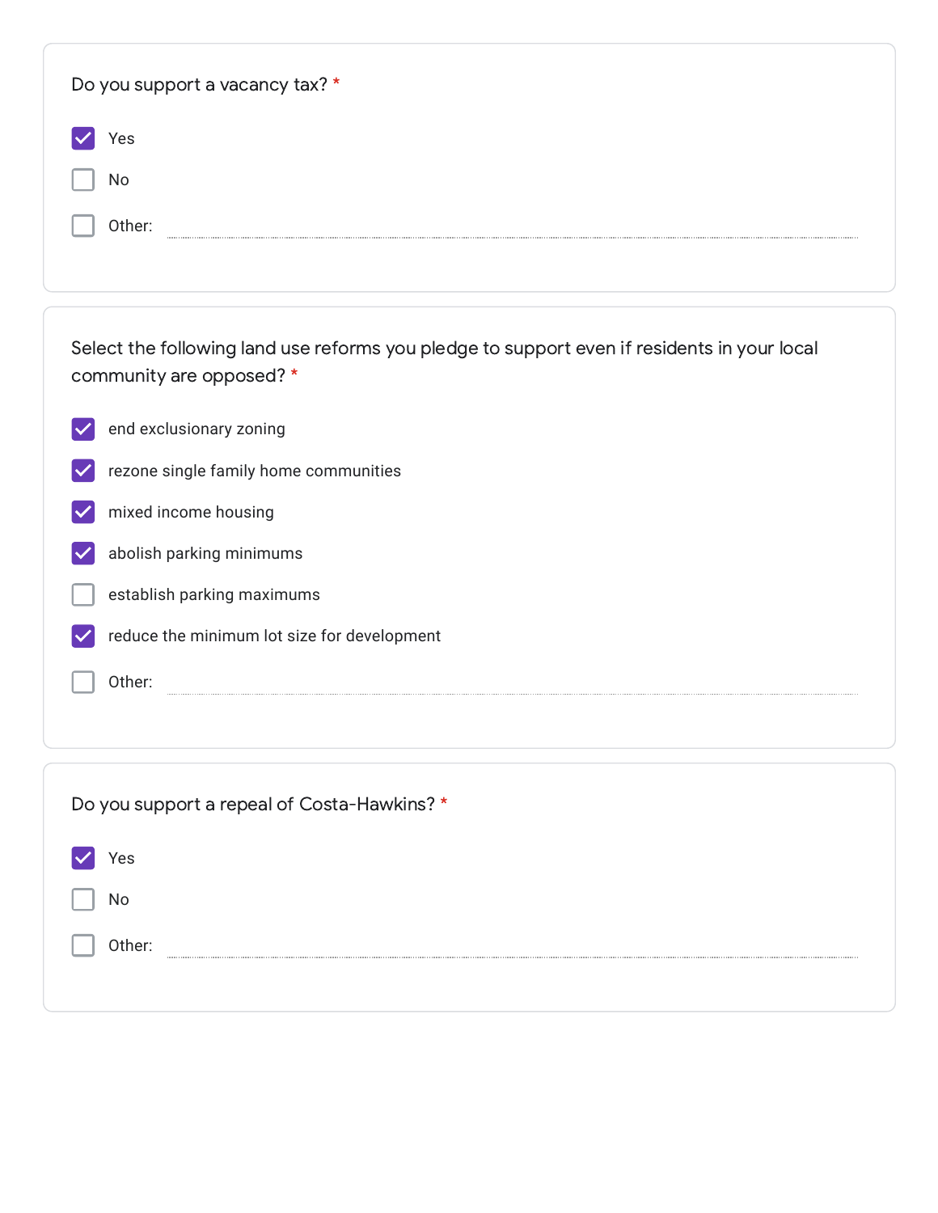Do you support a vacancy tax? *

- [x] Yes
- [ ] No
- [ ] Other:

Select the following land use reforms you pledge to support even if residents in your local community are opposed? *

- [x] end exclusionary zoning
- [x] rezone single family home communities
- [x] mixed income housing
- [x] abolish parking minimums
- [ ] establish parking maximums
- [x] reduce the minimum lot size for development
- [ ] Other:

Do you support a repeal of Costa-Hawkins? *

- [x] Yes
- [ ] No
- [ ] Other: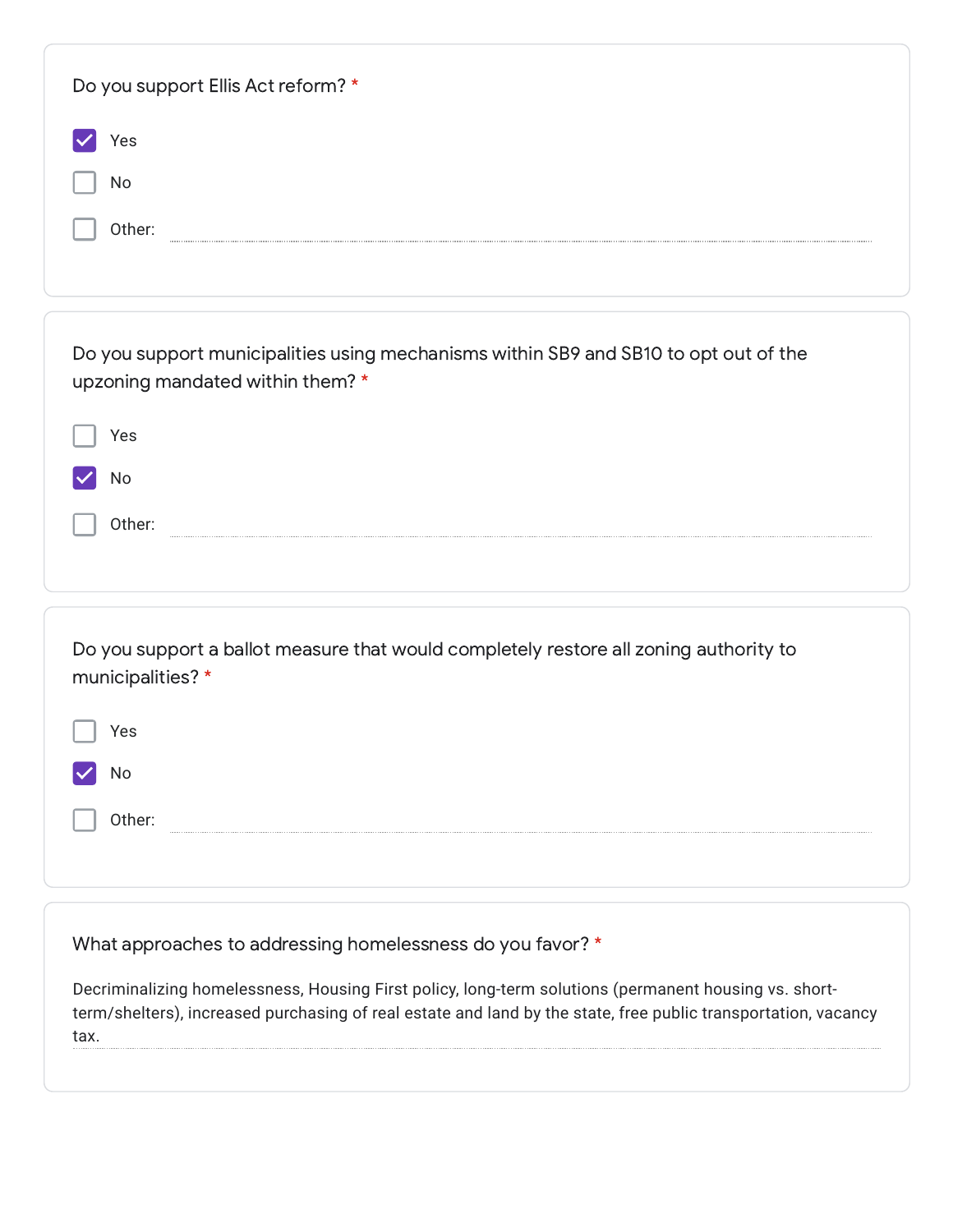Do you support Ellis Act reform? *

- [x] Yes
- [ ] No
- [ ] Other:

Do you support municipalities using mechanisms within SB9 and SB10 to opt out of the upzoning mandated within them? *

- [ ] Yes
- [x] No
- [ ] Other:

Do you support a ballot measure that would completely restore all zoning authority to municipalities? *

- [ ] Yes
- [x] No
- [ ] Other:

What approaches to addressing homelessness do you favor? *

Decriminalizing homelessness, Housing First policy, long-term solutions (permanent housing vs. short-term/shelters), increased purchasing of real estate and land by the state, free public transportation, vacancy tax.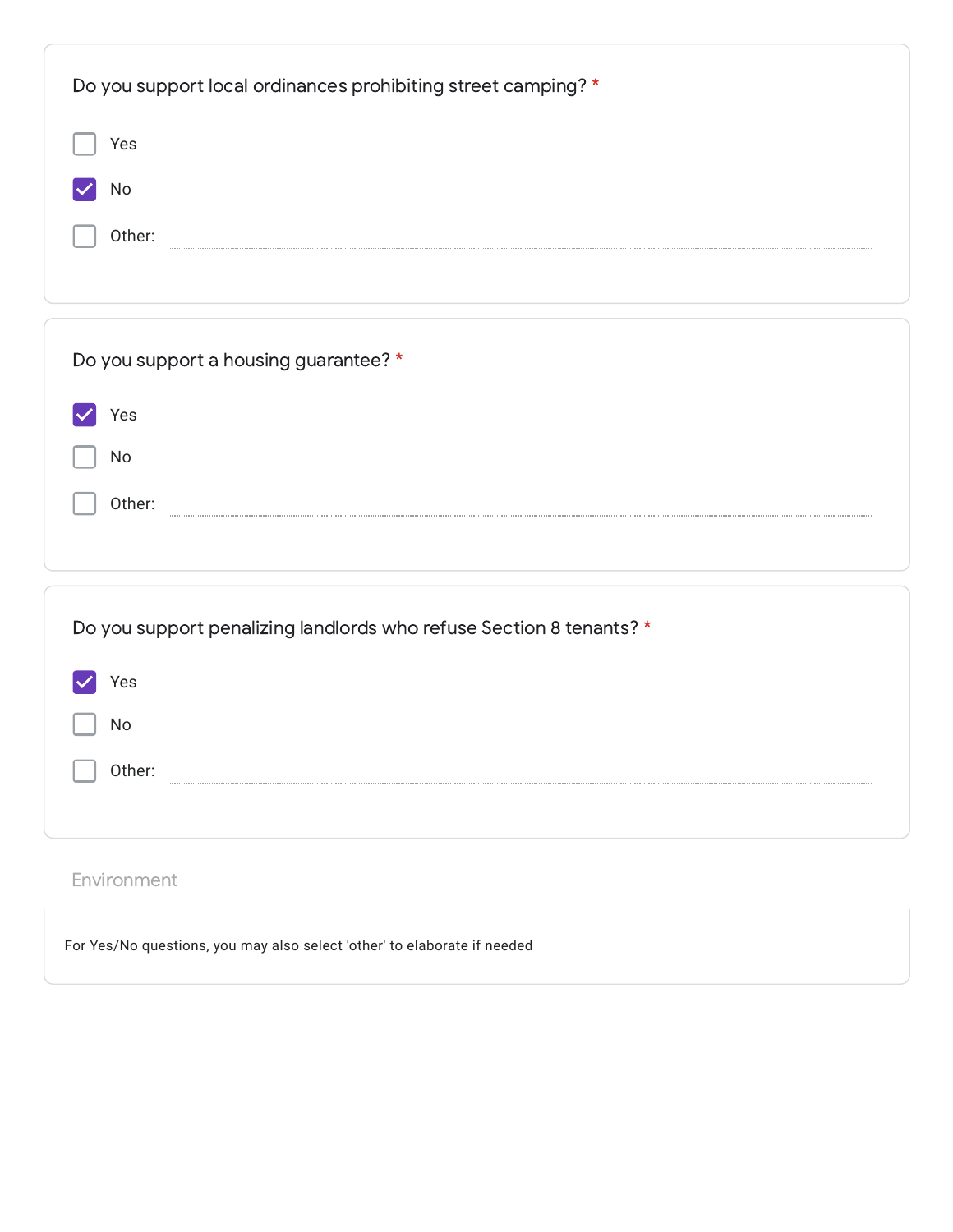Do you support local ordinances prohibiting street camping? *

- [ ] Yes
- [x] No
- [ ] Other:

Do you support a housing guarantee? *

- [x] Yes
- [ ] No
- [ ] Other:

Do you support penalizing landlords who refuse Section 8 tenants? *

- [x] Yes
- [ ] No
- [ ] Other:

## Environment

For Yes/No questions, you may also select 'other' to elaborate if needed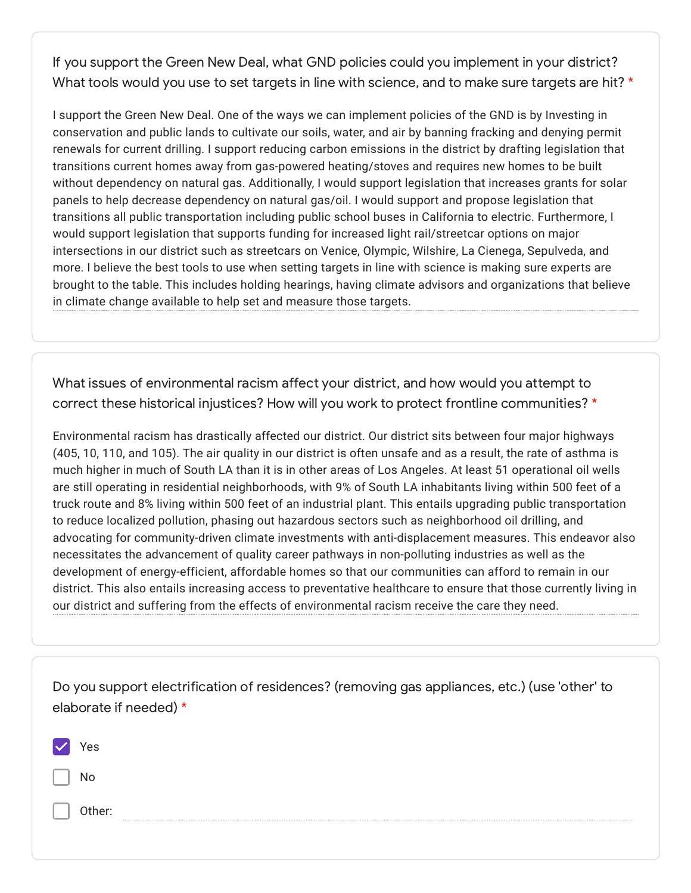If you support the Green New Deal, what GND policies could you implement in your district? What tools would you use to set targets in line with science, and to make sure targets are hit? *

I support the Green New Deal. One of the ways we can implement policies of the GND is by Investing in conservation and public lands to cultivate our soils, water, and air by banning fracking and denying permit renewals for current drilling. I support reducing carbon emissions in the district by drafting legislation that transitions current homes away from gas-powered heating/stoves and requires new homes to be built without dependency on natural gas. Additionally, I would support legislation that increases grants for solar panels to help decrease dependency on natural gas/oil. I would support and propose legislation that transitions all public transportation including public school buses in California to electric. Furthermore, I would support legislation that supports funding for increased light rail/streetcar options on major intersections in our district such as streetcars on Venice, Olympic, Wilshire, La Cienega, Sepulveda, and more. I believe the best tools to use when setting targets in line with science is making sure experts are brought to the table. This includes holding hearings, having climate advisors and organizations that believe in climate change available to help set and measure those targets.

What issues of environmental racism affect your district, and how would you attempt to correct these historical injustices? How will you work to protect frontline communities? *

Environmental racism has drastically affected our district. Our district sits between four major highways (405, 10, 110, and 105). The air quality in our district is often unsafe and as a result, the rate of asthma is much higher in much of South LA than it is in other areas of Los Angeles. At least 51 operational oil wells are still operating in residential neighborhoods, with 9% of South LA inhabitants living within 500 feet of a truck route and 8% living within 500 feet of an industrial plant. This entails upgrading public transportation to reduce localized pollution, phasing out hazardous sectors such as neighborhood oil drilling, and advocating for community-driven climate investments with anti-displacement measures. This endeavor also necessitates the advancement of quality career pathways in non-polluting industries as well as the development of energy-efficient, affordable homes so that our communities can afford to remain in our district. This also entails increasing access to preventative healthcare to ensure that those currently living in our district and suffering from the effects of environmental racism receive the care they need.

Do you support electrification of residences? (removing gas appliances, etc.) (use 'other' to elaborate if needed) *

- [x] Yes
- [ ] No
- [ ] Other: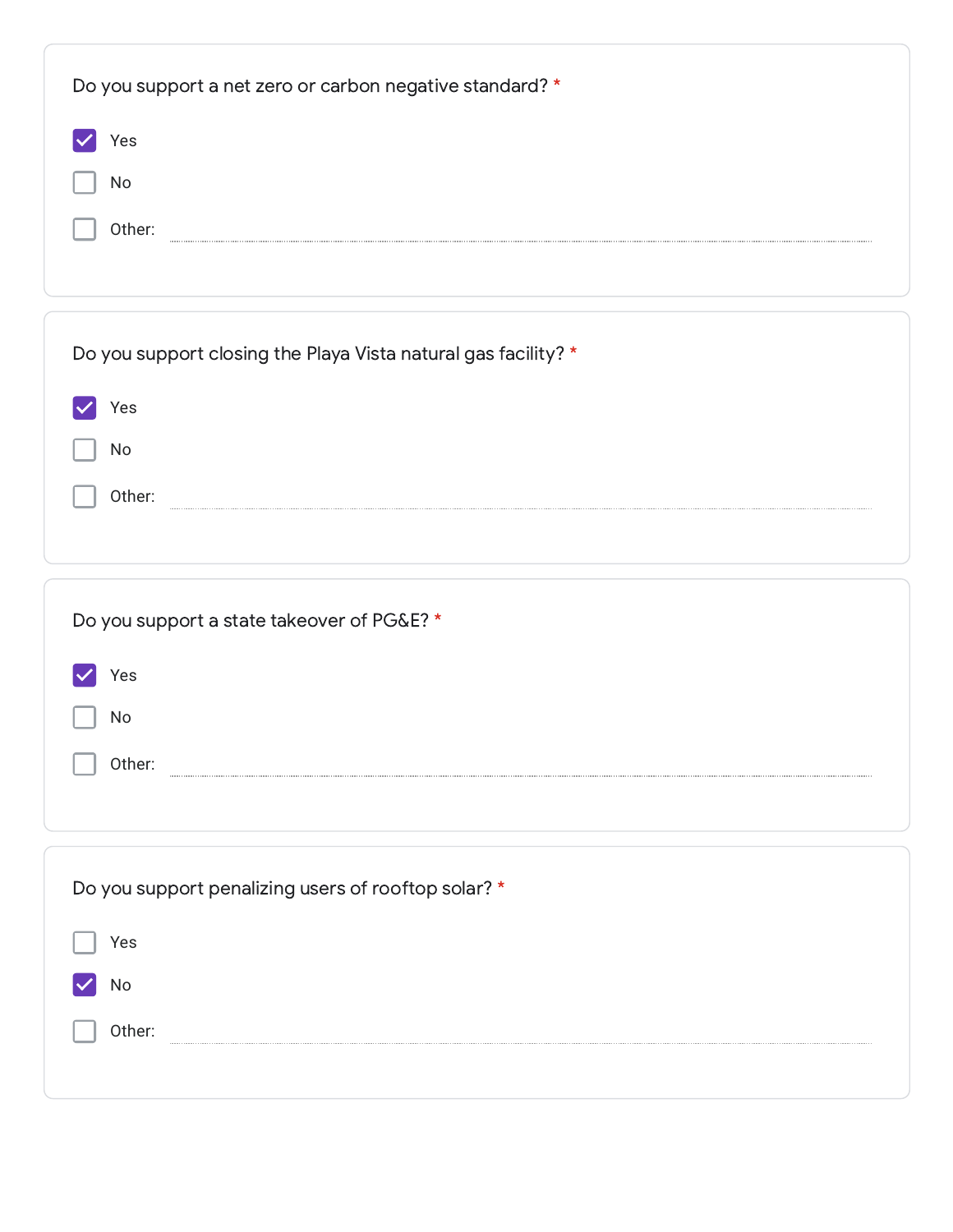Do you support a net zero or carbon negative standard? *

- [x] Yes
- [ ] No
- [ ] Other:

Do you support closing the Playa Vista natural gas facility? *

- [x] Yes
- [ ] No
- [ ] Other:

Do you support a state takeover of PG&E? *

- [x] Yes
- [ ] No
- [ ] Other:

Do you support penalizing users of rooftop solar? *

- [ ] Yes
- [x] No
- [ ] Other: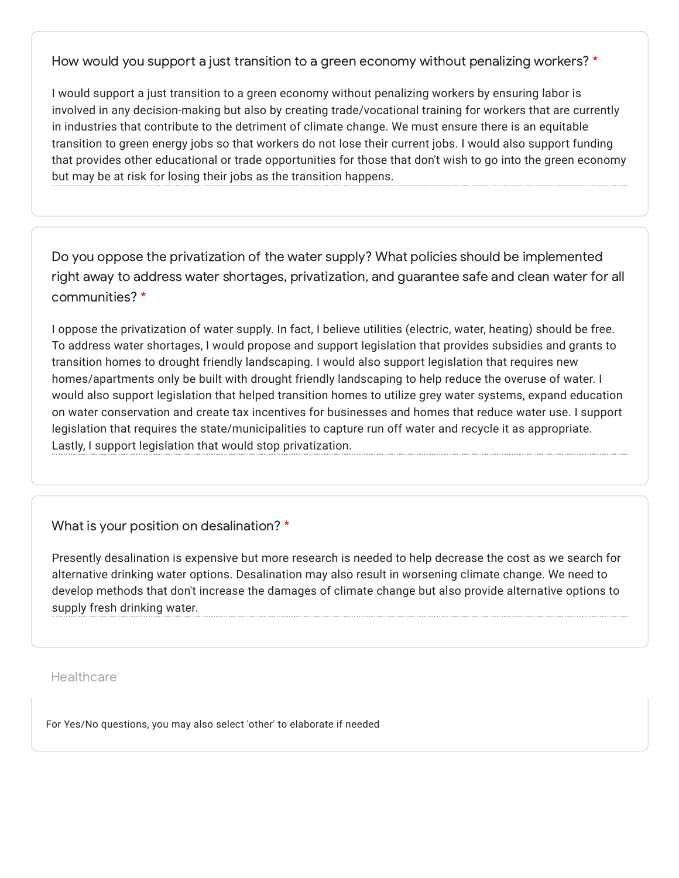How would you support a just transition to a green economy without penalizing workers? *

I would support a just transition to a green economy without penalizing workers by ensuring labor is involved in any decision-making but also by creating trade/vocational training for workers that are currently in industries that contribute to the detriment of climate change. We must ensure there is an equitable transition to green energy jobs so that workers do not lose their current jobs. I would also support funding that provides other educational or trade opportunities for those that don't wish to go into the green economy but may be at risk for losing their jobs as the transition happens.

Do you oppose the privatization of the water supply? What policies should be implemented right away to address water shortages, privatization, and guarantee safe and clean water for all communities? *

I oppose the privatization of water supply. In fact, I believe utilities (electric, water, heating) should be free. To address water shortages, I would propose and support legislation that provides subsidies and grants to transition homes to drought friendly landscaping. I would also support legislation that requires new homes/apartments only be built with drought friendly landscaping to help reduce the overuse of water. I would also support legislation that helped transition homes to utilize grey water systems, expand education on water conservation and create tax incentives for businesses and homes that reduce water use. I support legislation that requires the state/municipalities to capture run off water and recycle it as appropriate. Lastly, I support legislation that would stop privatization.

What is your position on desalination? *

Presently desalination is expensive but more research is needed to help decrease the cost as we search for alternative drinking water options. Desalination may also result in worsening climate change. We need to develop methods that don't increase the damages of climate change but also provide alternative options to supply fresh drinking water.

## Healthcare

For Yes/No questions, you may also select 'other' to elaborate if needed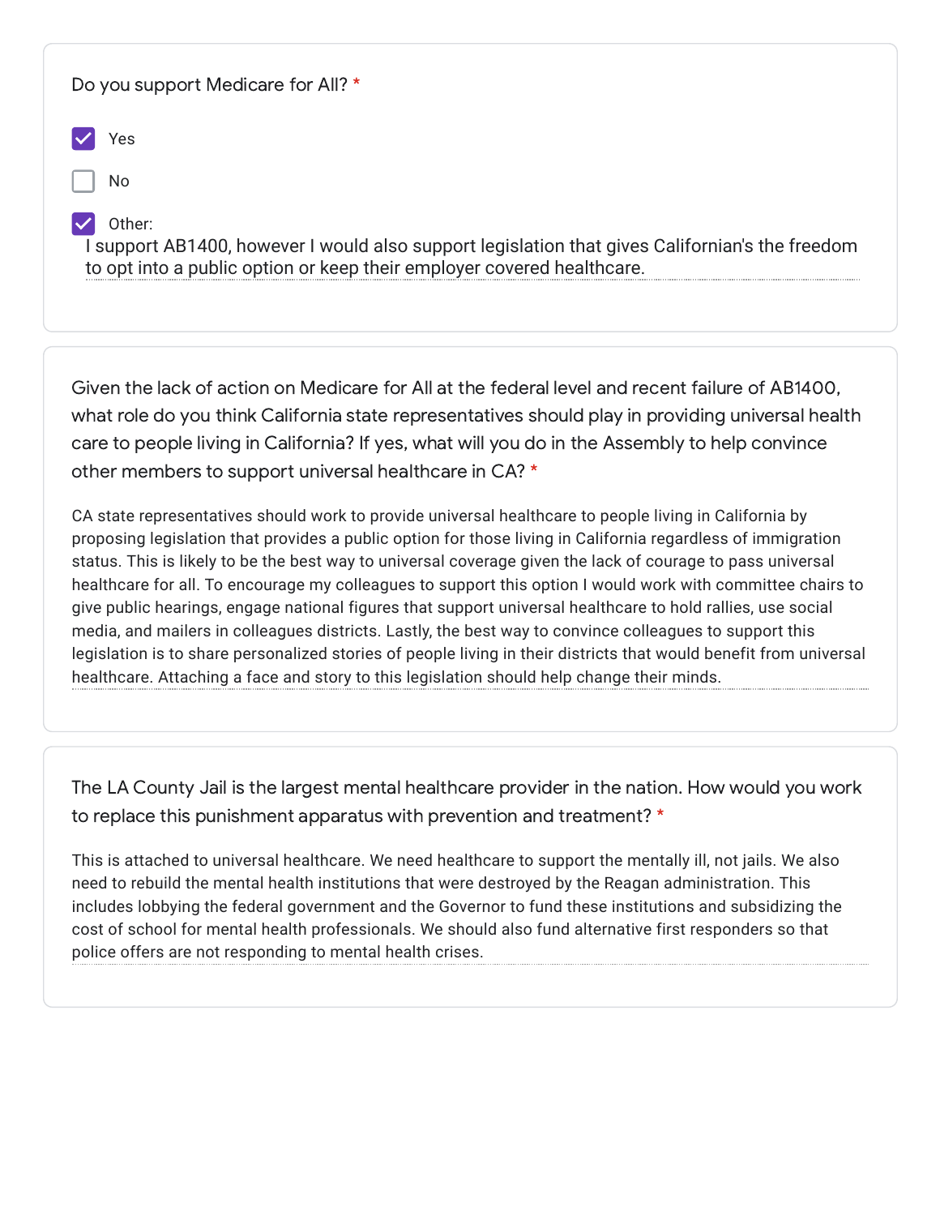Do you support Medicare for All? *

- [x] Yes
- [ ] No
- [x] Other:

I support AB1400, however I would also support legislation that gives Californian's the freedom to opt into a public option or keep their employer covered healthcare.

Given the lack of action on Medicare for All at the federal level and recent failure of AB1400, what role do you think California state representatives should play in providing universal health care to people living in California? If yes, what will you do in the Assembly to help convince other members to support universal healthcare in CA? *

CA state representatives should work to provide universal healthcare to people living in California by proposing legislation that provides a public option for those living in California regardless of immigration status. This is likely to be the best way to universal coverage given the lack of courage to pass universal healthcare for all. To encourage my colleagues to support this option I would work with committee chairs to give public hearings, engage national figures that support universal healthcare to hold rallies, use social media, and mailers in colleagues districts. Lastly, the best way to convince colleagues to support this legislation is to share personalized stories of people living in their districts that would benefit from universal healthcare. Attaching a face and story to this legislation should help change their minds.

The LA County Jail is the largest mental healthcare provider in the nation. How would you work to replace this punishment apparatus with prevention and treatment? *

This is attached to universal healthcare. We need healthcare to support the mentally ill, not jails. We also need to rebuild the mental health institutions that were destroyed by the Reagan administration. This includes lobbying the federal government and the Governor to fund these institutions and subsidizing the cost of school for mental health professionals. We should also fund alternative first responders so that police offers are not responding to mental health crises.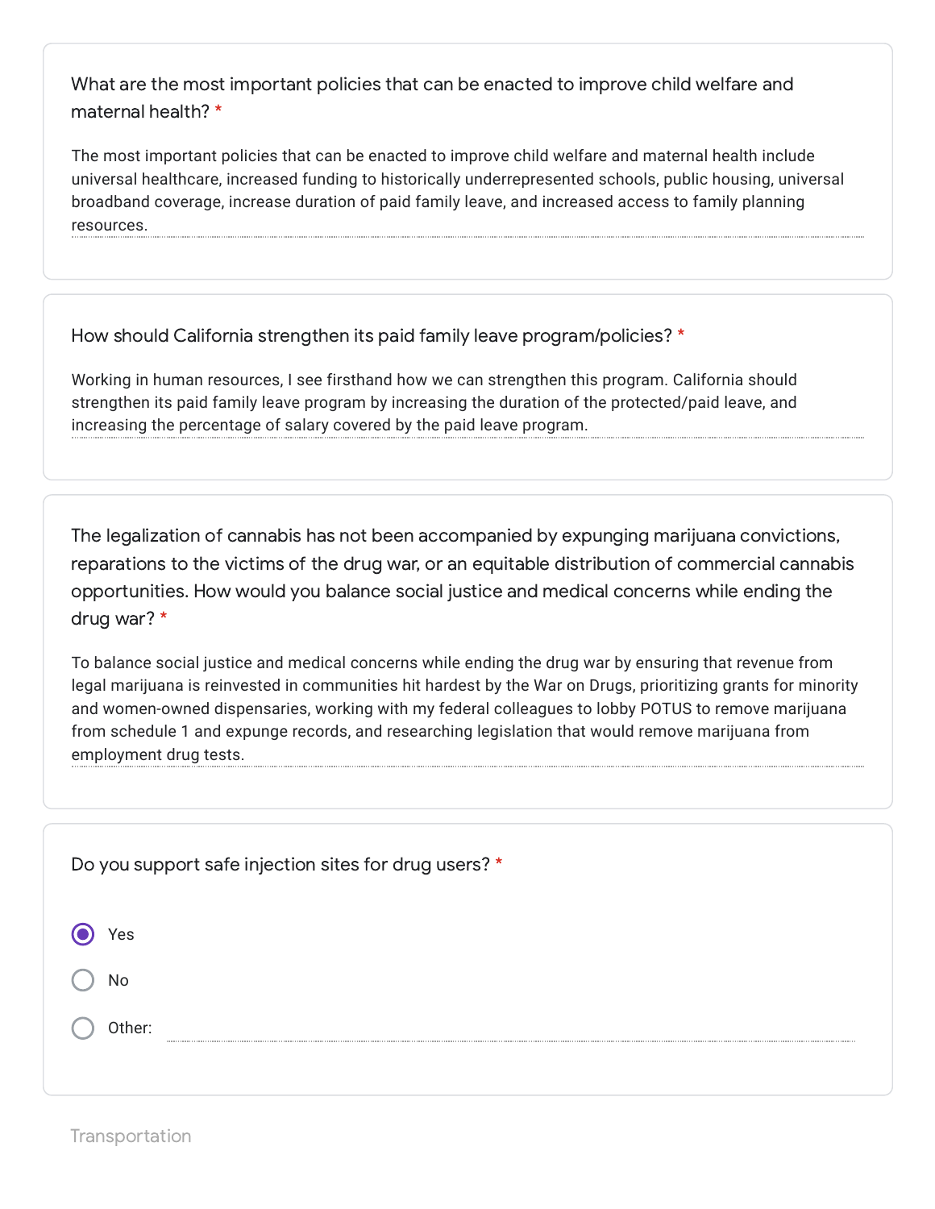What are the most important policies that can be enacted to improve child welfare and maternal health? *

The most important policies that can be enacted to improve child welfare and maternal health include universal healthcare, increased funding to historically underrepresented schools, public housing, universal broadband coverage, increase duration of paid family leave, and increased access to family planning resources.

How should California strengthen its paid family leave program/policies? *

Working in human resources, I see firsthand how we can strengthen this program. California should strengthen its paid family leave program by increasing the duration of the protected/paid leave, and increasing the percentage of salary covered by the paid leave program.

The legalization of cannabis has not been accompanied by expunging marijuana convictions, reparations to the victims of the drug war, or an equitable distribution of commercial cannabis opportunities. How would you balance social justice and medical concerns while ending the drug war? *

To balance social justice and medical concerns while ending the drug war by ensuring that revenue from legal marijuana is reinvested in communities hit hardest by the War on Drugs, prioritizing grants for minority and women-owned dispensaries, working with my federal colleagues to lobby POTUS to remove marijuana from schedule 1 and expunge records, and researching legislation that would remove marijuana from employment drug tests.

Do you support safe injection sites for drug users? *

- [x] Yes
- [ ] No
- [ ] Other:

Transportation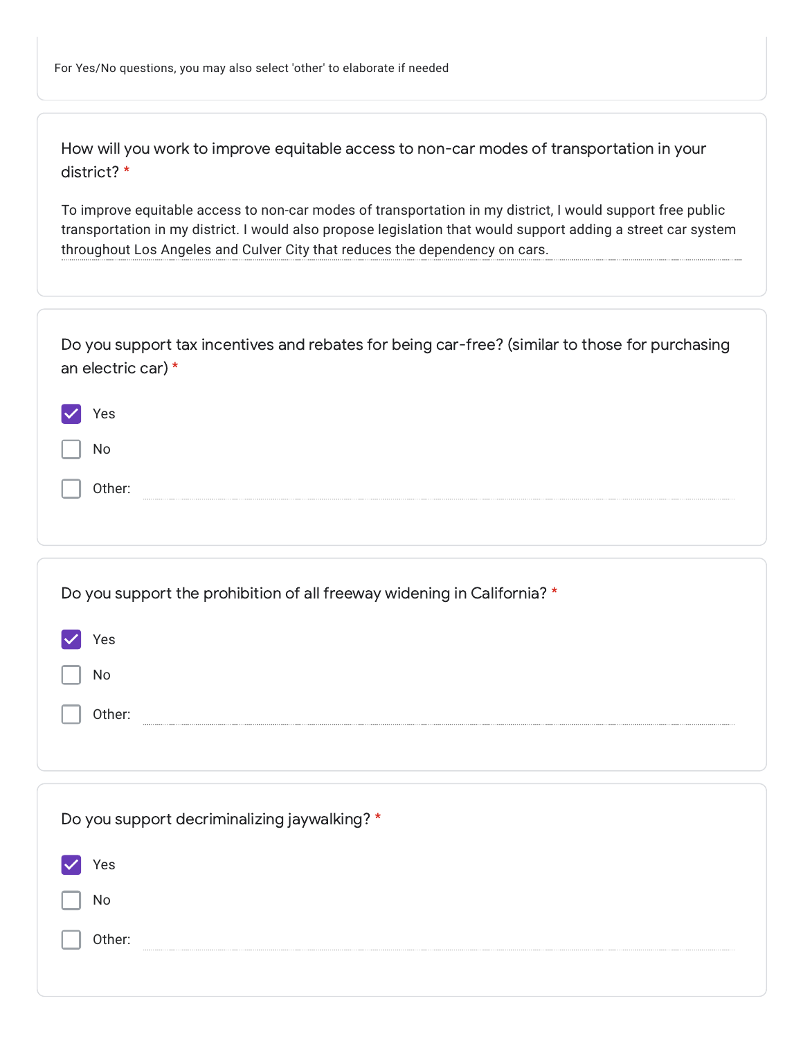For Yes/No questions, you may also select 'other' to elaborate if needed

How will you work to improve equitable access to non-car modes of transportation in your district? *

To improve equitable access to non-car modes of transportation in my district, I would support free public transportation in my district. I would also propose legislation that would support adding a street car system throughout Los Angeles and Culver City that reduces the dependency on cars.

Do you support tax incentives and rebates for being car-free? (similar to those for purchasing an electric car) *

- [x] Yes
- [ ] No
- [ ] Other:

Do you support the prohibition of all freeway widening in California? *

- [x] Yes
- [ ] No
- [ ] Other:

Do you support decriminalizing jaywalking? *

- [x] Yes
- [ ] No
- [ ] Other: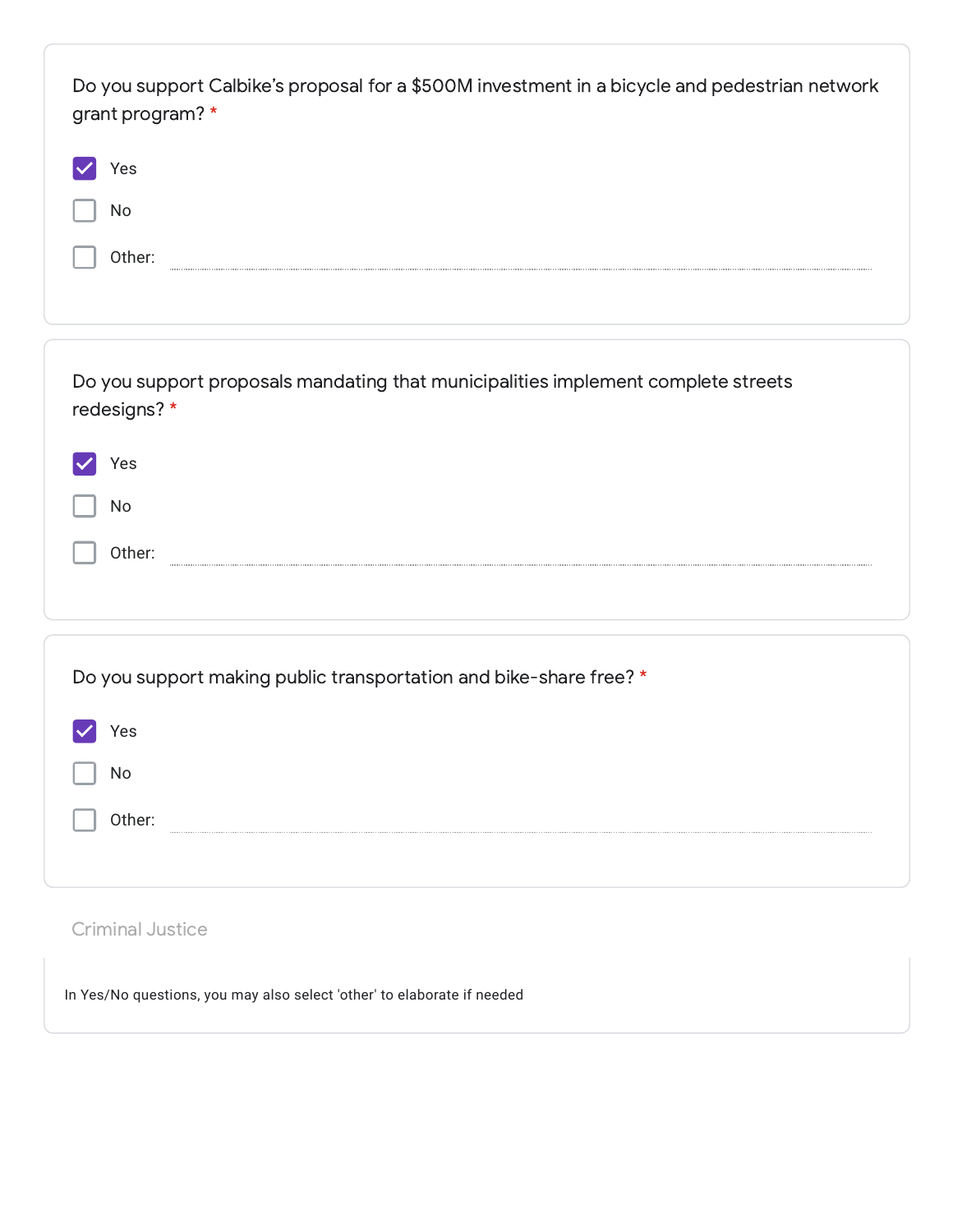Do you support Calbike's proposal for a $500M investment in a bicycle and pedestrian network grant program? *

- [x] Yes
- [ ] No
- [ ] Other:

Do you support proposals mandating that municipalities implement complete streets redesigns? *

- [x] Yes
- [ ] No
- [ ] Other:

Do you support making public transportation and bike-share free? *

- [x] Yes
- [ ] No
- [ ] Other:

## Criminal Justice

In Yes/No questions, you may also select 'other' to elaborate if needed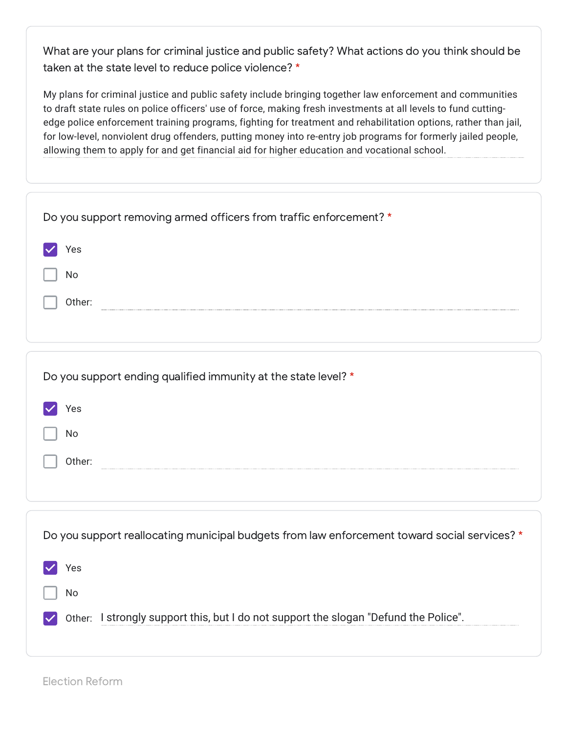What are your plans for criminal justice and public safety? What actions do you think should be taken at the state level to reduce police violence? *

My plans for criminal justice and public safety include bringing together law enforcement and communities to draft state rules on police officers' use of force, making fresh investments at all levels to fund cutting-edge police enforcement training programs, fighting for treatment and rehabilitation options, rather than jail, for low-level, nonviolent drug offenders, putting money into re-entry job programs for formerly jailed people, allowing them to apply for and get financial aid for higher education and vocational school.

Do you support removing armed officers from traffic enforcement? *

- [x] Yes
- [ ] No
- [ ] Other:

Do you support ending qualified immunity at the state level? *

- [x] Yes
- [ ] No
- [ ] Other:

Do you support reallocating municipal budgets from law enforcement toward social services? *

- [x] Yes
- [ ] No
- [x] Other: I strongly support this, but I do not support the slogan "Defund the Police".

Election Reform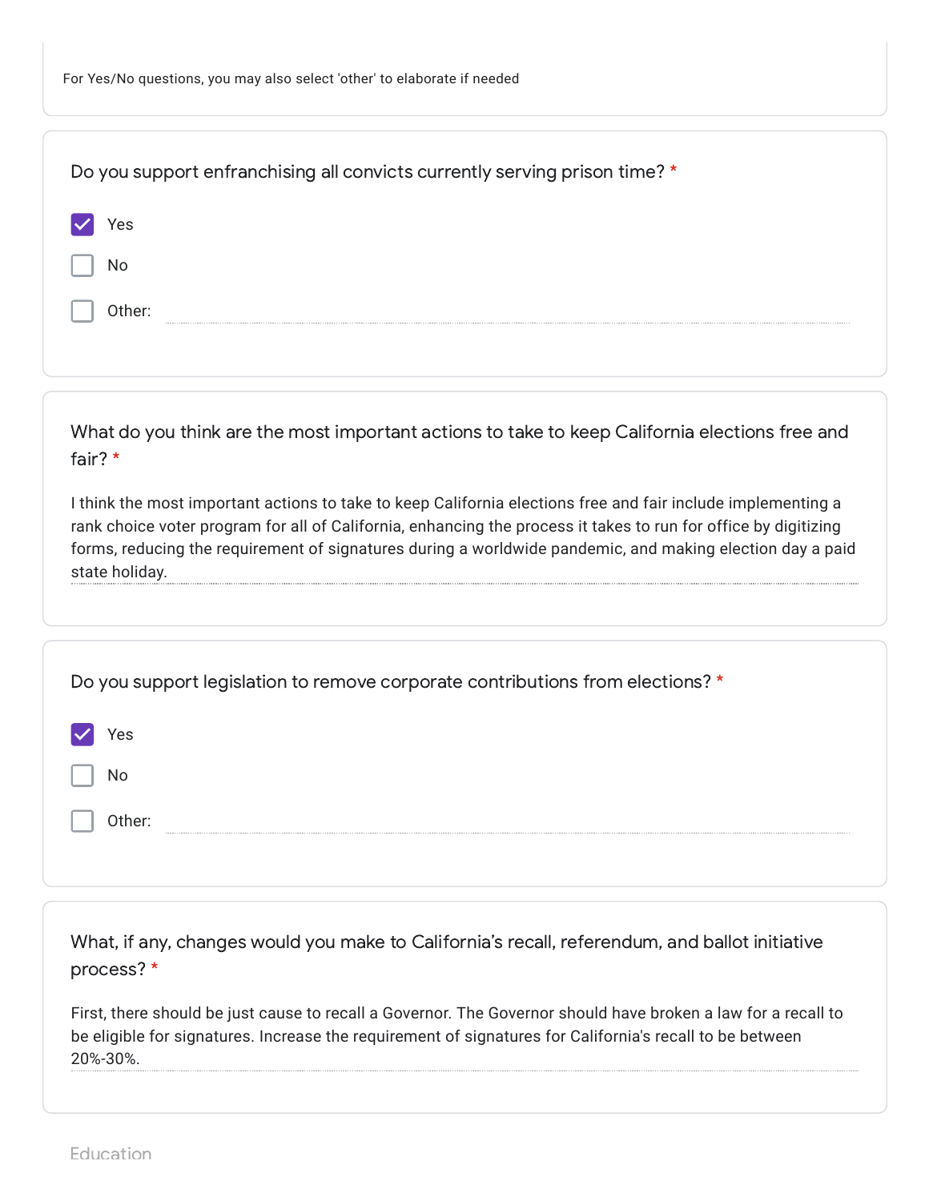For Yes/No questions, you may also select 'other' to elaborate if needed

Do you support enfranchising all convicts currently serving prison time? *

- [x] Yes
- [ ] No
- [ ] Other:

What do you think are the most important actions to take to keep California elections free and fair? *

I think the most important actions to take to keep California elections free and fair include implementing a rank choice voter program for all of California, enhancing the process it takes to run for office by digitizing forms, reducing the requirement of signatures during a worldwide pandemic, and making election day a paid state holiday.

Do you support legislation to remove corporate contributions from elections? *

- [x] Yes
- [ ] No
- [ ] Other:

What, if any, changes would you make to California's recall, referendum, and ballot initiative process? *

First, there should be just cause to recall a Governor. The Governor should have broken a law for a recall to be eligible for signatures. Increase the requirement of signatures for California's recall to be between 20%-30%.

Education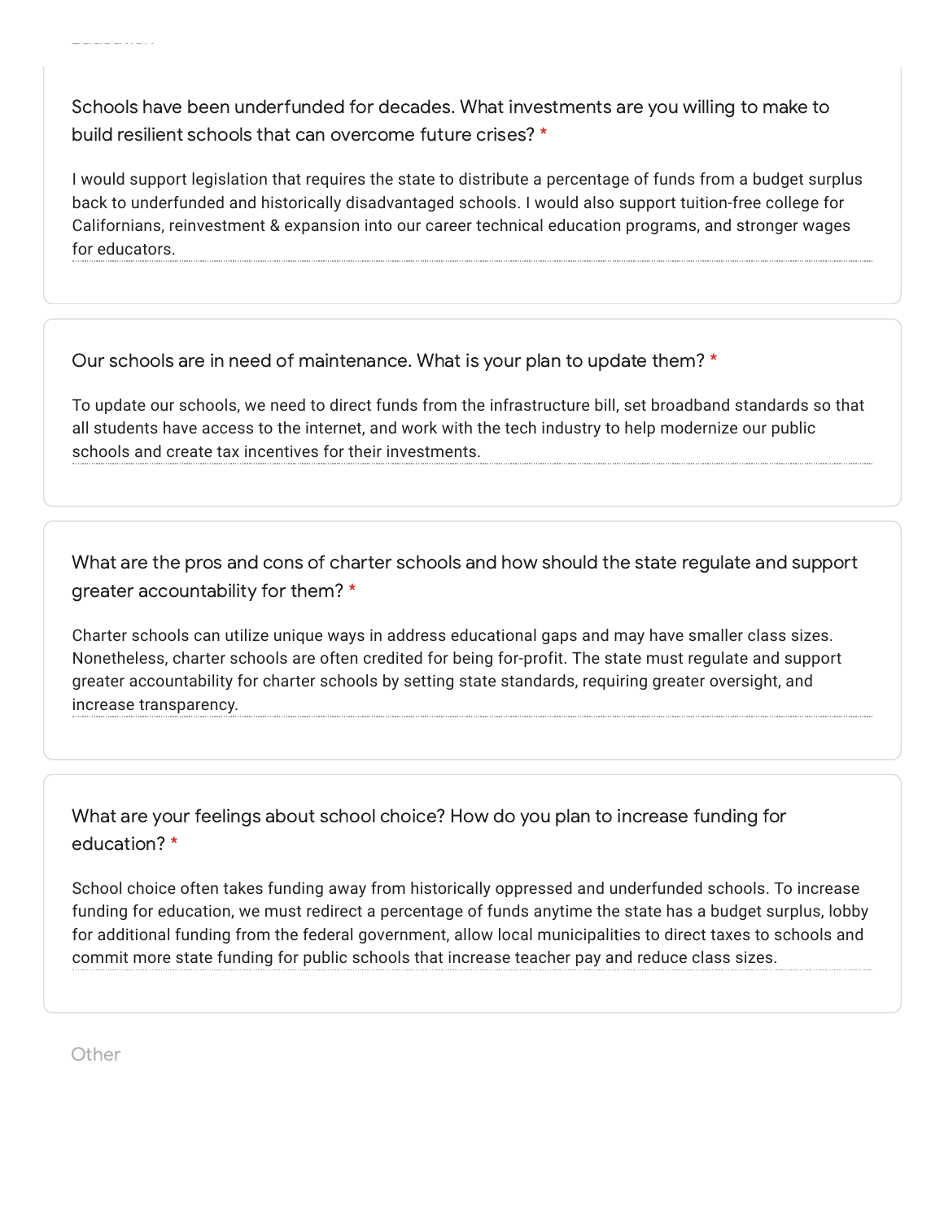Schools have been underfunded for decades. What investments are you willing to make to build resilient schools that can overcome future crises? *

I would support legislation that requires the state to distribute a percentage of funds from a budget surplus back to underfunded and historically disadvantaged schools. I would also support tuition-free college for Californians, reinvestment & expansion into our career technical education programs, and stronger wages for educators.

Our schools are in need of maintenance. What is your plan to update them? *

To update our schools, we need to direct funds from the infrastructure bill, set broadband standards so that all students have access to the internet, and work with the tech industry to help modernize our public schools and create tax incentives for their investments.

What are the pros and cons of charter schools and how should the state regulate and support greater accountability for them? *

Charter schools can utilize unique ways in address educational gaps and may have smaller class sizes. Nonetheless, charter schools are often credited for being for-profit. The state must regulate and support greater accountability for charter schools by setting state standards, requiring greater oversight, and increase transparency.

What are your feelings about school choice? How do you plan to increase funding for education? *

School choice often takes funding away from historically oppressed and underfunded schools. To increase funding for education, we must redirect a percentage of funds anytime the state has a budget surplus, lobby for additional funding from the federal government, allow local municipalities to direct taxes to schools and commit more state funding for public schools that increase teacher pay and reduce class sizes.

## Other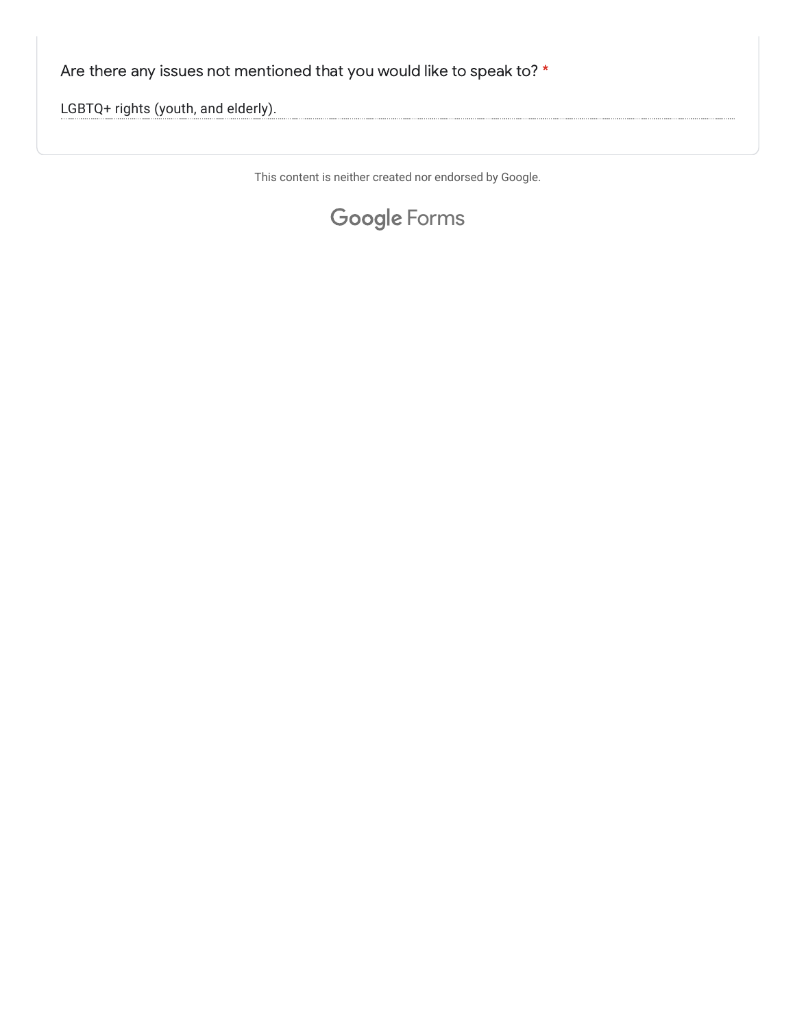Are there any issues not mentioned that you would like to speak to? *

LGBTQ+ rights (youth, and elderly).

This content is neither created nor endorsed by Google.

Google Forms